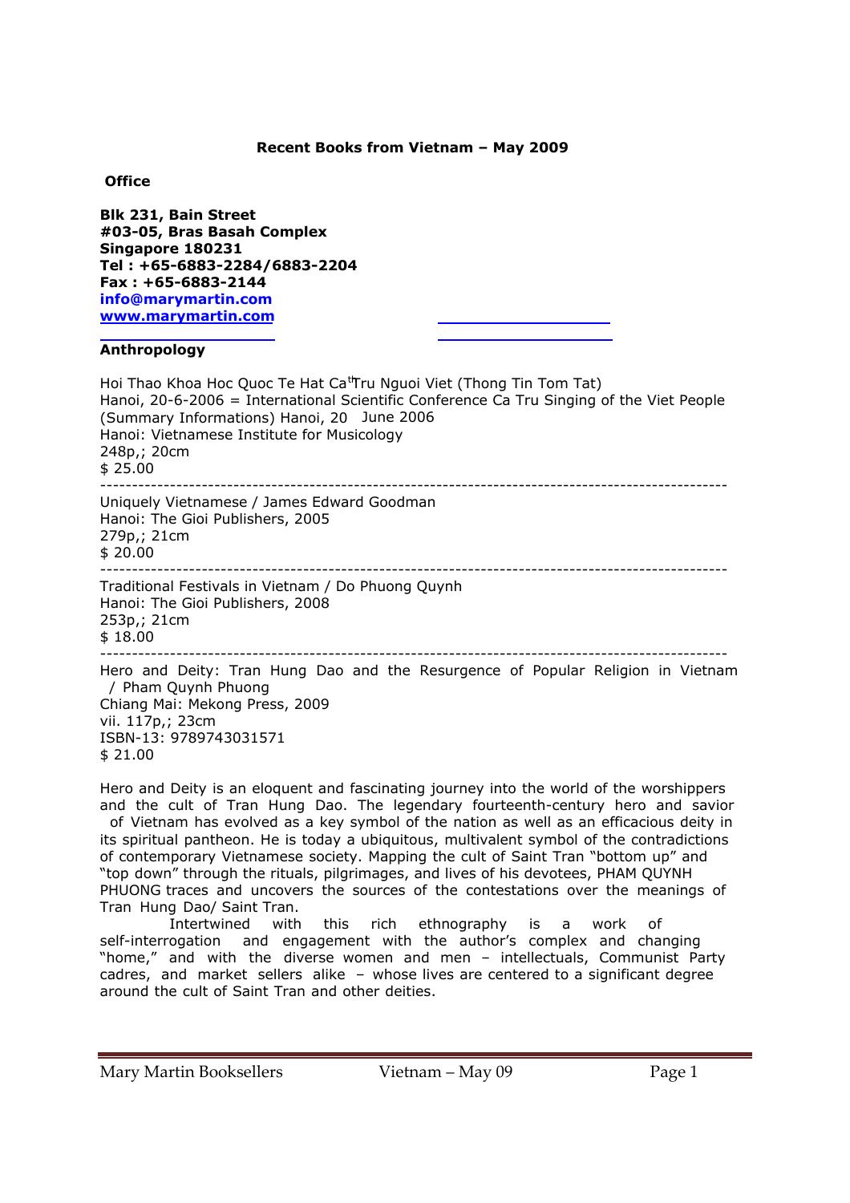# Recent Books from Vietnam – May 2009

**Office**

**Blk 231, Bain Street**
**#03-05, Bras Basah Complex**
**Singapore 180231**
**Tel : +65-6883-2284/6883-2204**
**Fax : +65-6883-2144**
**info@marymartin.com**
**www.marymartin.com**

## Anthropology

Hoi Thao Khoa Hoc Quoc Te Hat Ca Tru Nguoi Viet (Thong Tin Tom Tat) Hanoi, 20-6-2006 = International Scientific Conference Ca Tru Singing of the Viet People (Summary Informations) Hanoi, 20 June 2006
Hanoi: Vietnamese Institute for Musicology
248p,; 20cm
$ 25.00

---

Uniquely Vietnamese / James Edward Goodman
Hanoi: The Gioi Publishers, 2005
279p,; 21cm
$ 20.00

---

Traditional Festivals in Vietnam / Do Phuong Quynh
Hanoi: The Gioi Publishers, 2008
253p,; 21cm
$ 18.00

---

Hero and Deity: Tran Hung Dao and the Resurgence of Popular Religion in Vietnam / Pham Quynh Phuong
Chiang Mai: Mekong Press, 2009
vii. 117p,; 23cm
ISBN-13: 9789743031571
$ 21.00

Hero and Deity is an eloquent and fascinating journey into the world of the worshippers and the cult of Tran Hung Dao. The legendary fourteenth-century hero and savior of Vietnam has evolved as a key symbol of the nation as well as an efficacious deity in its spiritual pantheon. He is today a ubiquitous, multivalent symbol of the contradictions of contemporary Vietnamese society. Mapping the cult of Saint Tran "bottom up" and "top down" through the rituals, pilgrimages, and lives of his devotees, PHAM QUYNH PHUONG traces and uncovers the sources of the contestations over the meanings of Tran Hung Dao/ Saint Tran.

Intertwined with this rich ethnography is a work of self-interrogation and engagement with the author's complex and changing "home," and with the diverse women and men – intellectuals, Communist Party cadres, and market sellers alike – whose lives are centered to a significant degree around the cult of Saint Tran and other deities.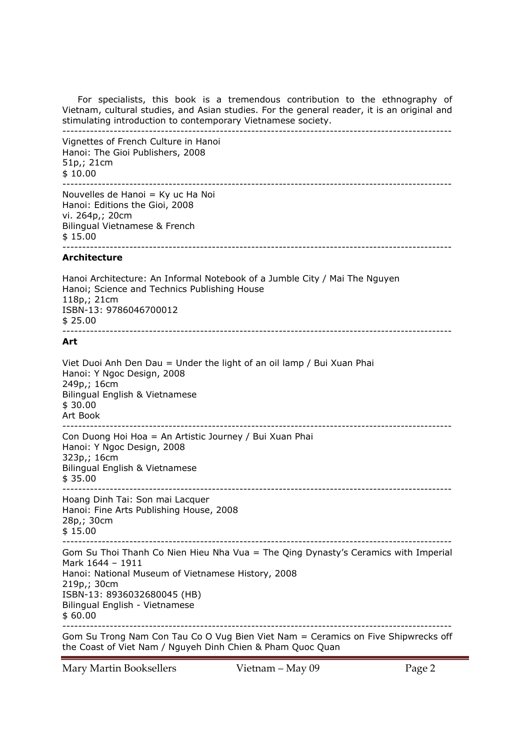For specialists, this book is a tremendous contribution to the ethnography of Vietnam, cultural studies, and Asian studies. For the general reader, it is an original and stimulating introduction to contemporary Vietnamese society.

---

Vignettes of French Culture in Hanoi
Hanoi: The Gioi Publishers, 2008
51p,; 21cm
$ 10.00

---

Nouvelles de Hanoi = Ky uc Ha Noi
Hanoi: Editions the Gioi, 2008
vi. 264p,; 20cm
Bilingual Vietnamese & French
$ 15.00

---

**Architecture**

Hanoi Architecture: An Informal Notebook of a Jumble City / Mai The Nguyen
Hanoi; Science and Technics Publishing House
118p,; 21cm
ISBN-13: 9786046700012
$ 25.00

---

**Art**

Viet Duoi Anh Den Dau = Under the light of an oil lamp / Bui Xuan Phai
Hanoi: Y Ngoc Design, 2008
249p,; 16cm
Bilingual English & Vietnamese
$ 30.00
Art Book

---

Con Duong Hoi Hoa = An Artistic Journey / Bui Xuan Phai
Hanoi: Y Ngoc Design, 2008
323p,; 16cm
Bilingual English & Vietnamese
$ 35.00

---

Hoang Dinh Tai: Son mai Lacquer
Hanoi: Fine Arts Publishing House, 2008
28p,; 30cm
$ 15.00

---

Gom Su Thoi Thanh Co Nien Hieu Nha Vua = The Qing Dynasty's Ceramics with Imperial Mark 1644 – 1911
Hanoi: National Museum of Vietnamese History, 2008
219p,; 30cm
ISBN-13: 8936032680045 (HB)
Bilingual English - Vietnamese
$ 60.00

---

Gom Su Trong Nam Con Tau Co O Vug Bien Viet Nam = Ceramics on Five Shipwrecks off the Coast of Viet Nam / Nguyeh Dinh Chien & Pham Quoc Quan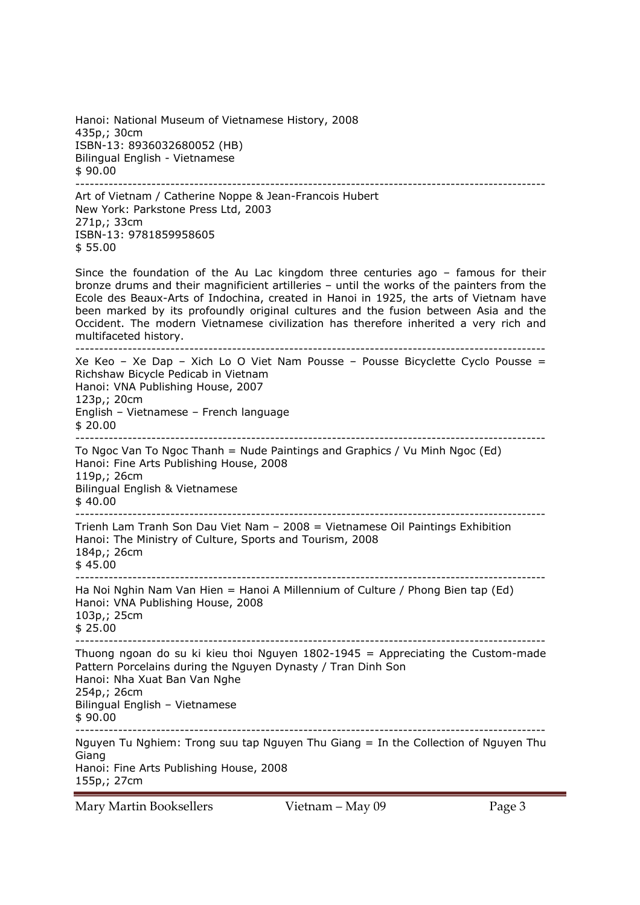Hanoi: National Museum of Vietnamese History, 2008
435p,; 30cm
ISBN-13: 8936032680052 (HB)
Bilingual English - Vietnamese
$ 90.00

---

Art of Vietnam / Catherine Noppe & Jean-Francois Hubert
New York: Parkstone Press Ltd, 2003
271p,; 33cm
ISBN-13: 9781859958605
$ 55.00

Since the foundation of the Au Lac kingdom three centuries ago – famous for their bronze drums and their magnificient artilleries – until the works of the painters from the Ecole des Beaux-Arts of Indochina, created in Hanoi in 1925, the arts of Vietnam have been marked by its profoundly original cultures and the fusion between Asia and the Occident. The modern Vietnamese civilization has therefore inherited a very rich and multifaceted history.

---

Xe Keo – Xe Dap – Xich Lo O Viet Nam Pousse – Pousse Bicyclette Cyclo Pousse = Richshaw Bicycle Pedicab in Vietnam
Hanoi: VNA Publishing House, 2007
123p,; 20cm
English – Vietnamese – French language
$ 20.00

---

To Ngoc Van To Ngoc Thanh = Nude Paintings and Graphics / Vu Minh Ngoc (Ed)
Hanoi: Fine Arts Publishing House, 2008
119p,; 26cm
Bilingual English & Vietnamese
$ 40.00

---

Trienh Lam Tranh Son Dau Viet Nam – 2008 = Vietnamese Oil Paintings Exhibition
Hanoi: The Ministry of Culture, Sports and Tourism, 2008
184p,; 26cm
$ 45.00

---

Ha Noi Nghin Nam Van Hien = Hanoi A Millennium of Culture / Phong Bien tap (Ed)
Hanoi: VNA Publishing House, 2008
103p,; 25cm
$ 25.00

---

Thuong ngoan do su ki kieu thoi Nguyen 1802-1945 = Appreciating the Custom-made Pattern Porcelains during the Nguyen Dynasty / Tran Dinh Son
Hanoi: Nha Xuat Ban Van Nghe
254p,; 26cm
Bilingual English – Vietnamese
$ 90.00

---

Nguyen Tu Nghiem: Trong suu tap Nguyen Thu Giang = In the Collection of Nguyen Thu Giang
Hanoi: Fine Arts Publishing House, 2008
155p,; 27cm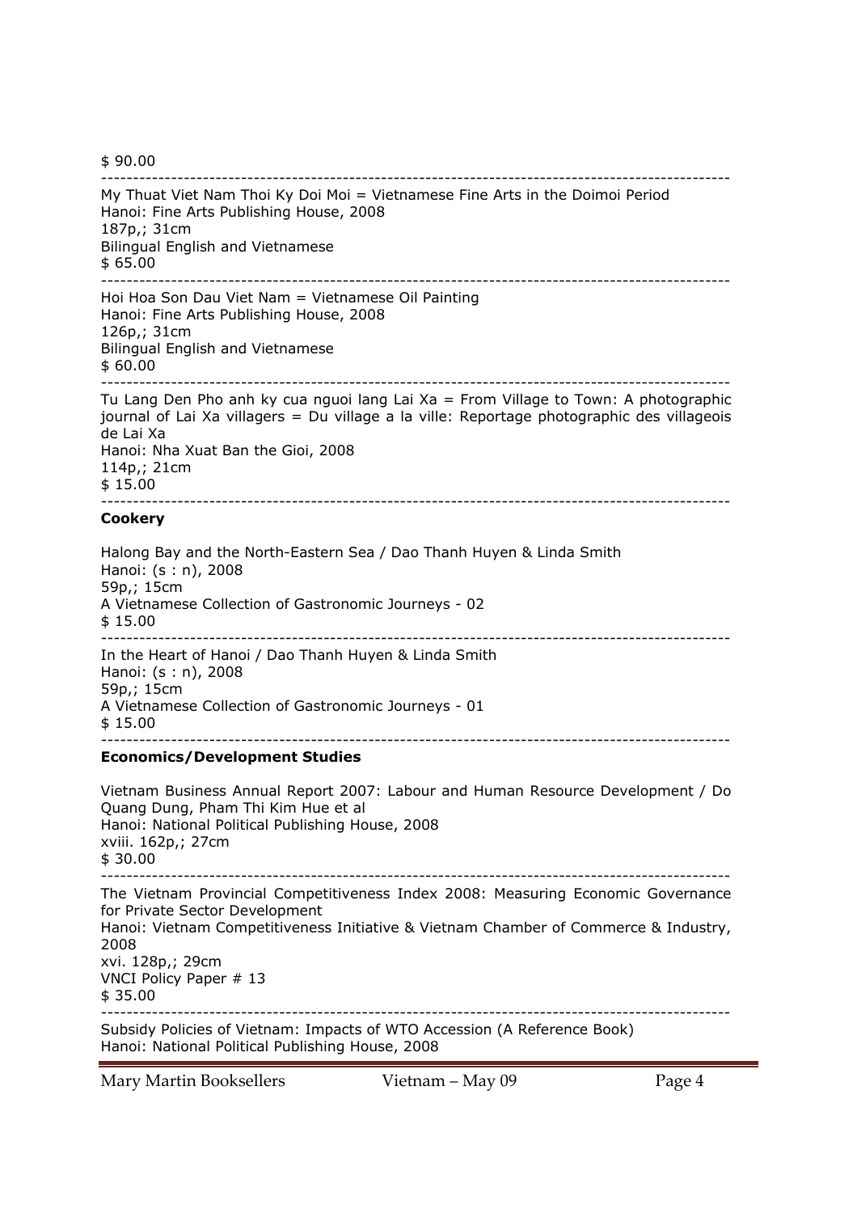$ 90.00

---

My Thuat Viet Nam Thoi Ky Doi Moi = Vietnamese Fine Arts in the Doimoi Period
Hanoi: Fine Arts Publishing House, 2008
187p,; 31cm
Bilingual English and Vietnamese
$ 65.00

---

Hoi Hoa Son Dau Viet Nam = Vietnamese Oil Painting
Hanoi: Fine Arts Publishing House, 2008
126p,; 31cm
Bilingual English and Vietnamese
$ 60.00

---

Tu Lang Den Pho anh ky cua nguoi lang Lai Xa = From Village to Town: A photographic journal of Lai Xa villagers = Du village a la ville: Reportage photographic des villageois de Lai Xa
Hanoi: Nha Xuat Ban the Gioi, 2008
114p,; 21cm
$ 15.00

---

**Cookery**

Halong Bay and the North-Eastern Sea / Dao Thanh Huyen & Linda Smith
Hanoi: (s : n), 2008
59p,; 15cm
A Vietnamese Collection of Gastronomic Journeys - 02
$ 15.00

---

In the Heart of Hanoi / Dao Thanh Huyen & Linda Smith
Hanoi: (s : n), 2008
59p,; 15cm
A Vietnamese Collection of Gastronomic Journeys - 01
$ 15.00

---

**Economics/Development Studies**

Vietnam Business Annual Report 2007: Labour and Human Resource Development / Do Quang Dung, Pham Thi Kim Hue et al
Hanoi: National Political Publishing House, 2008
xviii. 162p,; 27cm
$ 30.00

---

The Vietnam Provincial Competitiveness Index 2008: Measuring Economic Governance for Private Sector Development
Hanoi: Vietnam Competitiveness Initiative & Vietnam Chamber of Commerce & Industry, 2008
xvi. 128p,; 29cm
VNCI Policy Paper # 13
$ 35.00

---

Subsidy Policies of Vietnam: Impacts of WTO Accession (A Reference Book)
Hanoi: National Political Publishing House, 2008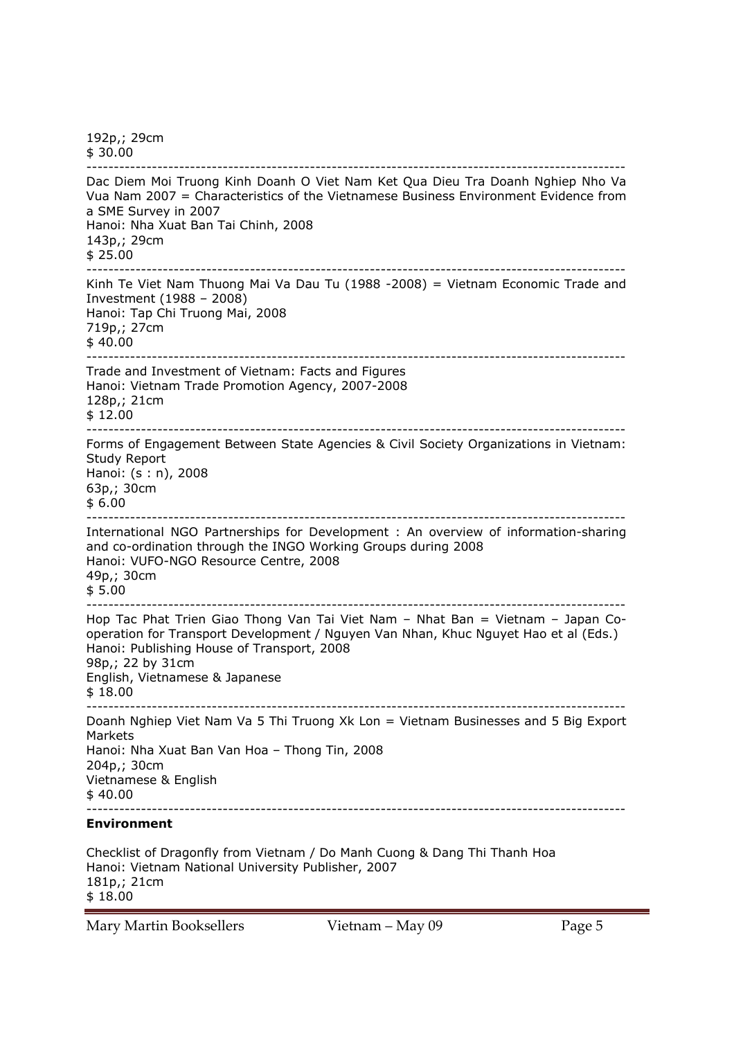192p,; 29cm
$ 30.00

---

Dac Diem Moi Truong Kinh Doanh O Viet Nam Ket Qua Dieu Tra Doanh Nghiep Nho Va Vua Nam 2007 = Characteristics of the Vietnamese Business Environment Evidence from a SME Survey in 2007
Hanoi: Nha Xuat Ban Tai Chinh, 2008
143p,; 29cm
$ 25.00

---

Kinh Te Viet Nam Thuong Mai Va Dau Tu (1988 -2008) = Vietnam Economic Trade and Investment (1988 – 2008)
Hanoi: Tap Chi Truong Mai, 2008
719p,; 27cm
$ 40.00

---

Trade and Investment of Vietnam: Facts and Figures
Hanoi: Vietnam Trade Promotion Agency, 2007-2008
128p,; 21cm
$ 12.00

---

Forms of Engagement Between State Agencies & Civil Society Organizations in Vietnam: Study Report
Hanoi: (s : n), 2008
63p,; 30cm
$ 6.00

---

International NGO Partnerships for Development : An overview of information-sharing and co-ordination through the INGO Working Groups during 2008
Hanoi: VUFO-NGO Resource Centre, 2008
49p,; 30cm
$ 5.00

---

Hop Tac Phat Trien Giao Thong Van Tai Viet Nam – Nhat Ban = Vietnam – Japan Co-operation for Transport Development / Nguyen Van Nhan, Khuc Nguyet Hao et al (Eds.)
Hanoi: Publishing House of Transport, 2008
98p,; 22 by 31cm
English, Vietnamese & Japanese
$ 18.00

---

Doanh Nghiep Viet Nam Va 5 Thi Truong Xk Lon = Vietnam Businesses and 5 Big Export Markets
Hanoi: Nha Xuat Ban Van Hoa – Thong Tin, 2008
204p,; 30cm
Vietnamese & English
$ 40.00

---

**Environment**

Checklist of Dragonfly from Vietnam / Do Manh Cuong & Dang Thi Thanh Hoa
Hanoi: Vietnam National University Publisher, 2007
181p,; 21cm
$ 18.00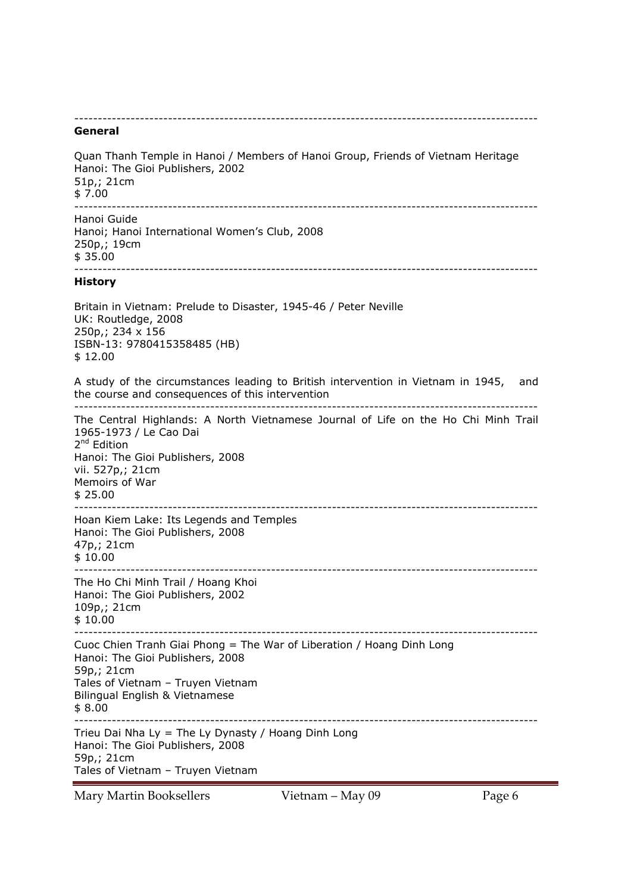---

**General**

Quan Thanh Temple in Hanoi / Members of Hanoi Group, Friends of Vietnam Heritage
Hanoi: The Gioi Publishers, 2002
51p,; 21cm
$ 7.00

---

Hanoi Guide
Hanoi; Hanoi International Women's Club, 2008
250p,; 19cm
$ 35.00

---

**History**

Britain in Vietnam: Prelude to Disaster, 1945-46 / Peter Neville
UK: Routledge, 2008
250p,; 234 x 156
ISBN-13: 9780415358485 (HB)
$ 12.00

A study of the circumstances leading to British intervention in Vietnam in 1945, and the course and consequences of this intervention

---

The Central Highlands: A North Vietnamese Journal of Life on the Ho Chi Minh Trail 1965-1973 / Le Cao Dai
2nd Edition
Hanoi: The Gioi Publishers, 2008
vii. 527p,; 21cm
Memoirs of War
$ 25.00

---

Hoan Kiem Lake: Its Legends and Temples
Hanoi: The Gioi Publishers, 2008
47p,; 21cm
$ 10.00

---

The Ho Chi Minh Trail / Hoang Khoi
Hanoi: The Gioi Publishers, 2002
109p,; 21cm
$ 10.00

---

Cuoc Chien Tranh Giai Phong = The War of Liberation / Hoang Dinh Long
Hanoi: The Gioi Publishers, 2008
59p,; 21cm
Tales of Vietnam – Truyen Vietnam
Bilingual English & Vietnamese
$ 8.00

---

Trieu Dai Nha Ly = The Ly Dynasty / Hoang Dinh Long
Hanoi: The Gioi Publishers, 2008
59p,; 21cm
Tales of Vietnam – Truyen Vietnam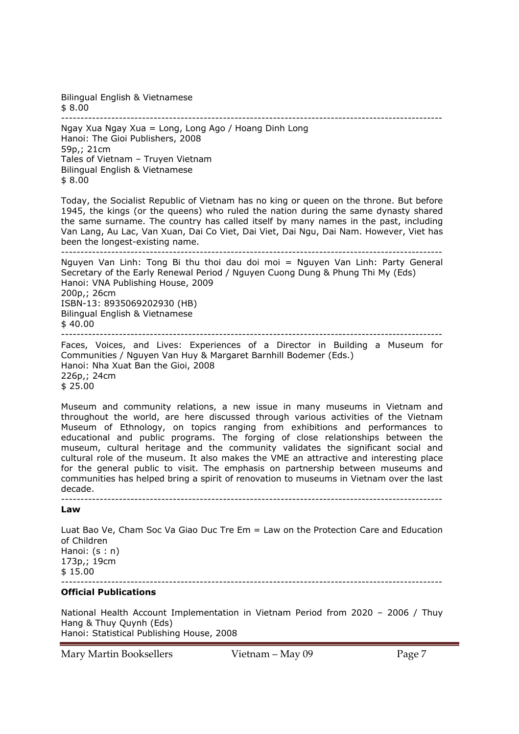Bilingual English & Vietnamese
$ 8.00

---

Ngay Xua Ngay Xua = Long, Long Ago / Hoang Dinh Long
Hanoi: The Gioi Publishers, 2008
59p,; 21cm
Tales of Vietnam – Truyen Vietnam
Bilingual English & Vietnamese
$ 8.00

Today, the Socialist Republic of Vietnam has no king or queen on the throne. But before 1945, the kings (or the queens) who ruled the nation during the same dynasty shared the same surname. The country has called itself by many names in the past, including Van Lang, Au Lac, Van Xuan, Dai Co Viet, Dai Viet, Dai Ngu, Dai Nam. However, Viet has been the longest-existing name.

---

Nguyen Van Linh: Tong Bi thu thoi dau doi moi = Nguyen Van Linh: Party General Secretary of the Early Renewal Period / Nguyen Cuong Dung & Phung Thi My (Eds)
Hanoi: VNA Publishing House, 2009
200p,; 26cm
ISBN-13: 8935069202930 (HB)
Bilingual English & Vietnamese
$ 40.00

---

Faces, Voices, and Lives: Experiences of a Director in Building a Museum for Communities / Nguyen Van Huy & Margaret Barnhill Bodemer (Eds.)
Hanoi: Nha Xuat Ban the Gioi, 2008
226p,; 24cm
$ 25.00

Museum and community relations, a new issue in many museums in Vietnam and throughout the world, are here discussed through various activities of the Vietnam Museum of Ethnology, on topics ranging from exhibitions and performances to educational and public programs. The forging of close relationships between the museum, cultural heritage and the community validates the significant social and cultural role of the museum. It also makes the VME an attractive and interesting place for the general public to visit. The emphasis on partnership between museums and communities has helped bring a spirit of renovation to museums in Vietnam over the last decade.

---

**Law**

Luat Bao Ve, Cham Soc Va Giao Duc Tre Em = Law on the Protection Care and Education of Children
Hanoi: (s : n)
173p,; 19cm
$ 15.00

---

**Official Publications**

National Health Account Implementation in Vietnam Period from 2020 – 2006 / Thuy Hang & Thuy Quynh (Eds)
Hanoi: Statistical Publishing House, 2008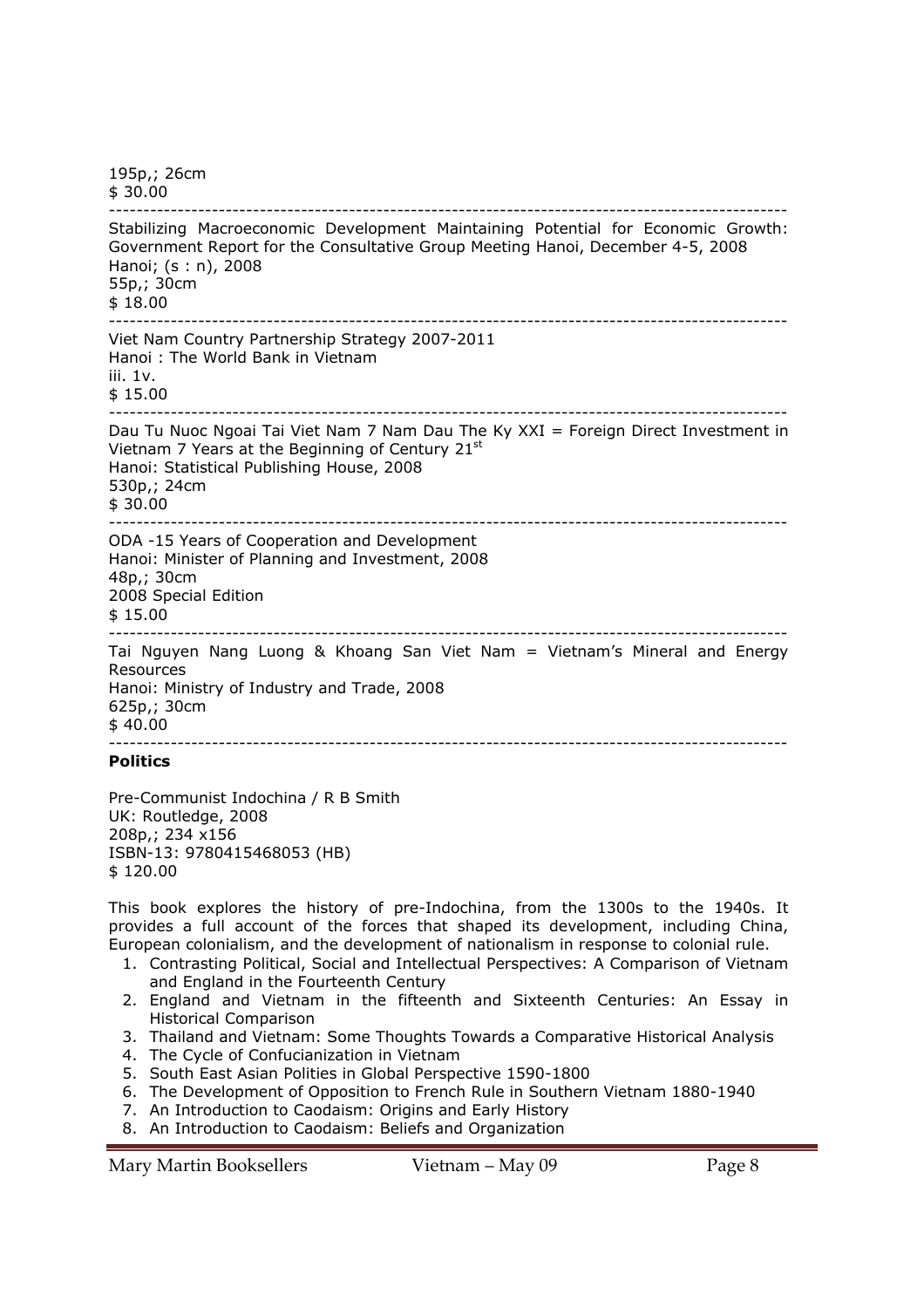195p,; 26cm
$ 30.00

---

Stabilizing Macroeconomic Development Maintaining Potential for Economic Growth: Government Report for the Consultative Group Meeting Hanoi, December 4-5, 2008
Hanoi; (s : n), 2008
55p,; 30cm
$ 18.00

---

Viet Nam Country Partnership Strategy 2007-2011
Hanoi : The World Bank in Vietnam
iii. 1v.
$ 15.00

---

Dau Tu Nuoc Ngoai Tai Viet Nam 7 Nam Dau The Ky XXI = Foreign Direct Investment in Vietnam 7 Years at the Beginning of Century 21st
Hanoi: Statistical Publishing House, 2008
530p,; 24cm
$ 30.00

---

ODA -15 Years of Cooperation and Development
Hanoi: Minister of Planning and Investment, 2008
48p,; 30cm
2008 Special Edition
$ 15.00

---

Tai Nguyen Nang Luong & Khoang San Viet Nam = Vietnam's Mineral and Energy Resources
Hanoi: Ministry of Industry and Trade, 2008
625p,; 30cm
$ 40.00

---

**Politics**

Pre-Communist Indochina / R B Smith
UK: Routledge, 2008
208p,; 234 x156
ISBN-13: 9780415468053 (HB)
$ 120.00

This book explores the history of pre-Indochina, from the 1300s to the 1940s. It provides a full account of the forces that shaped its development, including China, European colonialism, and the development of nationalism in response to colonial rule.

1. Contrasting Political, Social and Intellectual Perspectives: A Comparison of Vietnam and England in the Fourteenth Century
2. England and Vietnam in the fifteenth and Sixteenth Centuries: An Essay in Historical Comparison
3. Thailand and Vietnam: Some Thoughts Towards a Comparative Historical Analysis
4. The Cycle of Confucianization in Vietnam
5. South East Asian Polities in Global Perspective 1590-1800
6. The Development of Opposition to French Rule in Southern Vietnam 1880-1940
7. An Introduction to Caodaism: Origins and Early History
8. An Introduction to Caodaism: Beliefs and Organization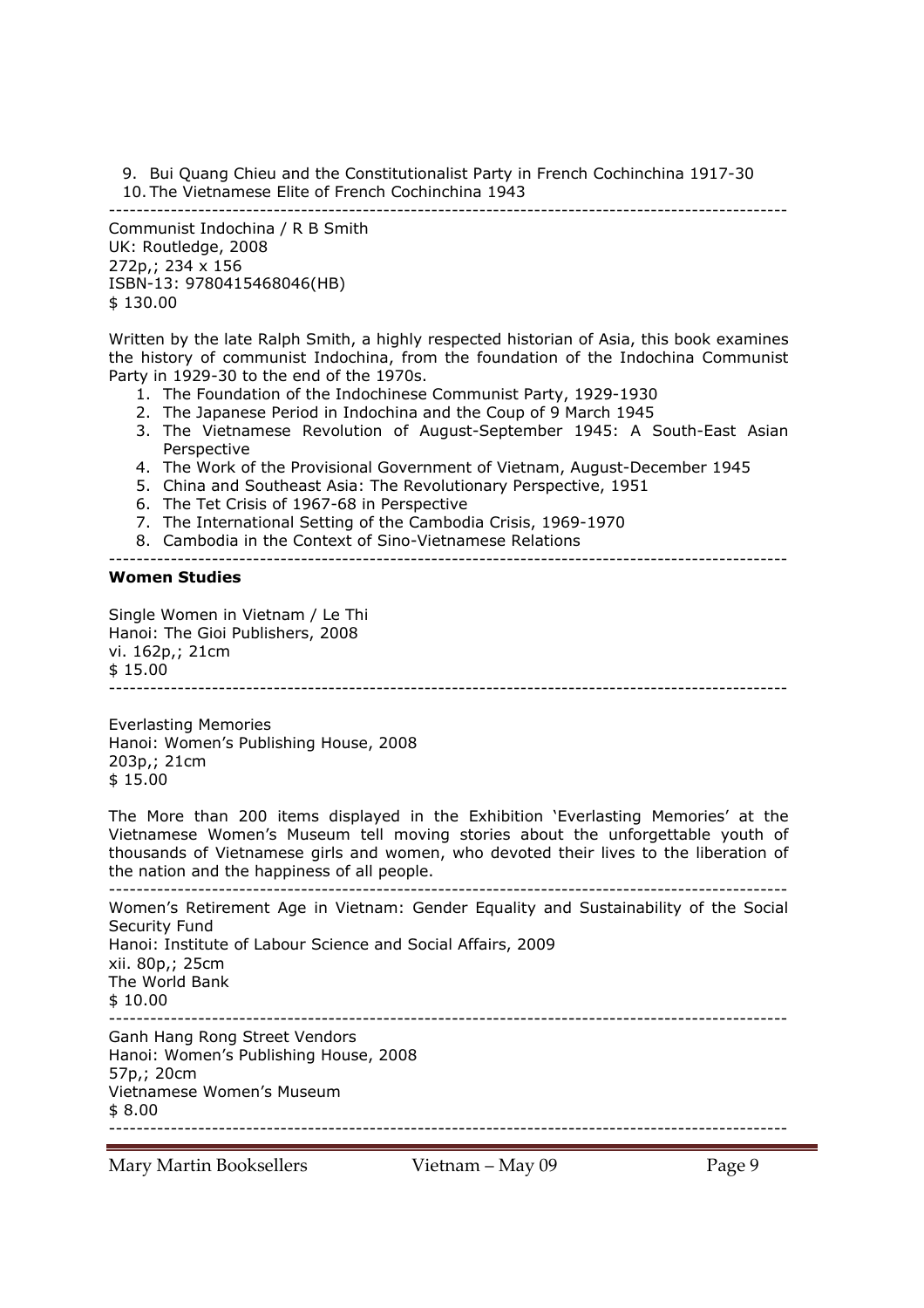9. Bui Quang Chieu and the Constitutionalist Party in French Cochinchina 1917-30
10. The Vietnamese Elite of French Cochinchina 1943

---

Communist Indochina / R B Smith
UK: Routledge, 2008
272p,; 234 x 156
ISBN-13: 9780415468046(HB)
$ 130.00

Written by the late Ralph Smith, a highly respected historian of Asia, this book examines the history of communist Indochina, from the foundation of the Indochina Communist Party in 1929-30 to the end of the 1970s.

1. The Foundation of the Indochinese Communist Party, 1929-1930
2. The Japanese Period in Indochina and the Coup of 9 March 1945
3. The Vietnamese Revolution of August-September 1945: A South-East Asian Perspective
4. The Work of the Provisional Government of Vietnam, August-December 1945
5. China and Southeast Asia: The Revolutionary Perspective, 1951
6. The Tet Crisis of 1967-68 in Perspective
7. The International Setting of the Cambodia Crisis, 1969-1970
8. Cambodia in the Context of Sino-Vietnamese Relations

---

**Women Studies**

Single Women in Vietnam / Le Thi
Hanoi: The Gioi Publishers, 2008
vi. 162p,; 21cm
$ 15.00

---

Everlasting Memories
Hanoi: Women's Publishing House, 2008
203p,; 21cm
$ 15.00

The More than 200 items displayed in the Exhibition 'Everlasting Memories' at the Vietnamese Women's Museum tell moving stories about the unforgettable youth of thousands of Vietnamese girls and women, who devoted their lives to the liberation of the nation and the happiness of all people.

---

Women's Retirement Age in Vietnam: Gender Equality and Sustainability of the Social Security Fund
Hanoi: Institute of Labour Science and Social Affairs, 2009
xii. 80p,; 25cm
The World Bank
$ 10.00

---

Ganh Hang Rong Street Vendors
Hanoi: Women's Publishing House, 2008
57p,; 20cm
Vietnamese Women's Museum
$ 8.00

---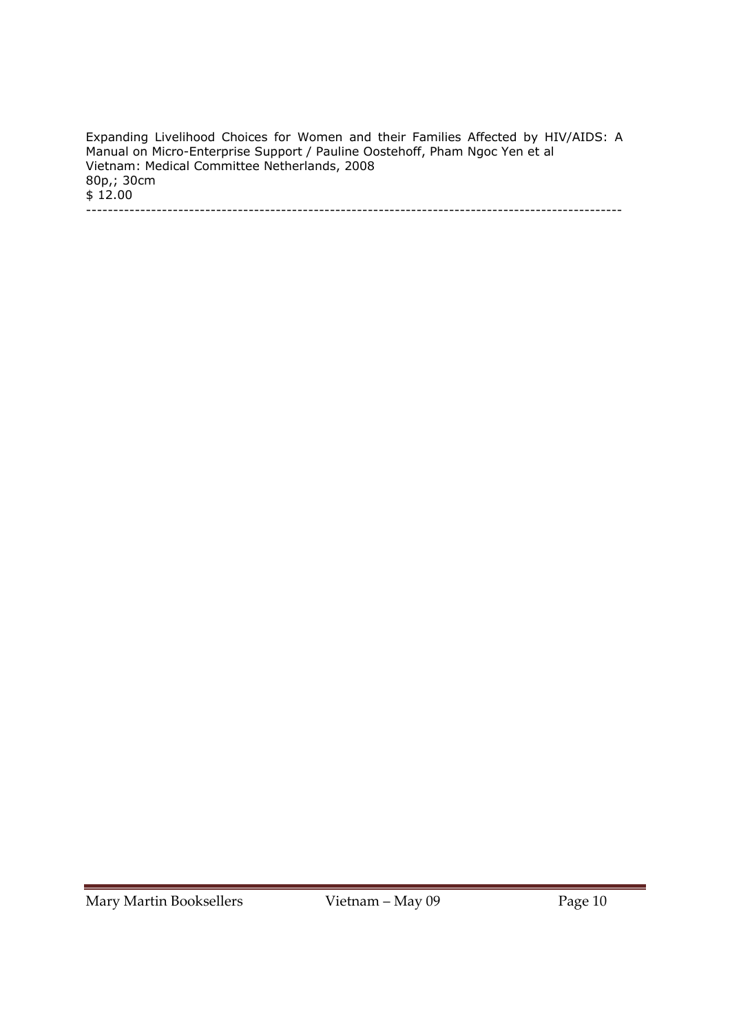Expanding Livelihood Choices for Women and their Families Affected by HIV/AIDS: A Manual on Micro-Enterprise Support / Pauline Oostehoff, Pham Ngoc Yen et al
Vietnam: Medical Committee Netherlands, 2008
80p,; 30cm
$ 12.00

---